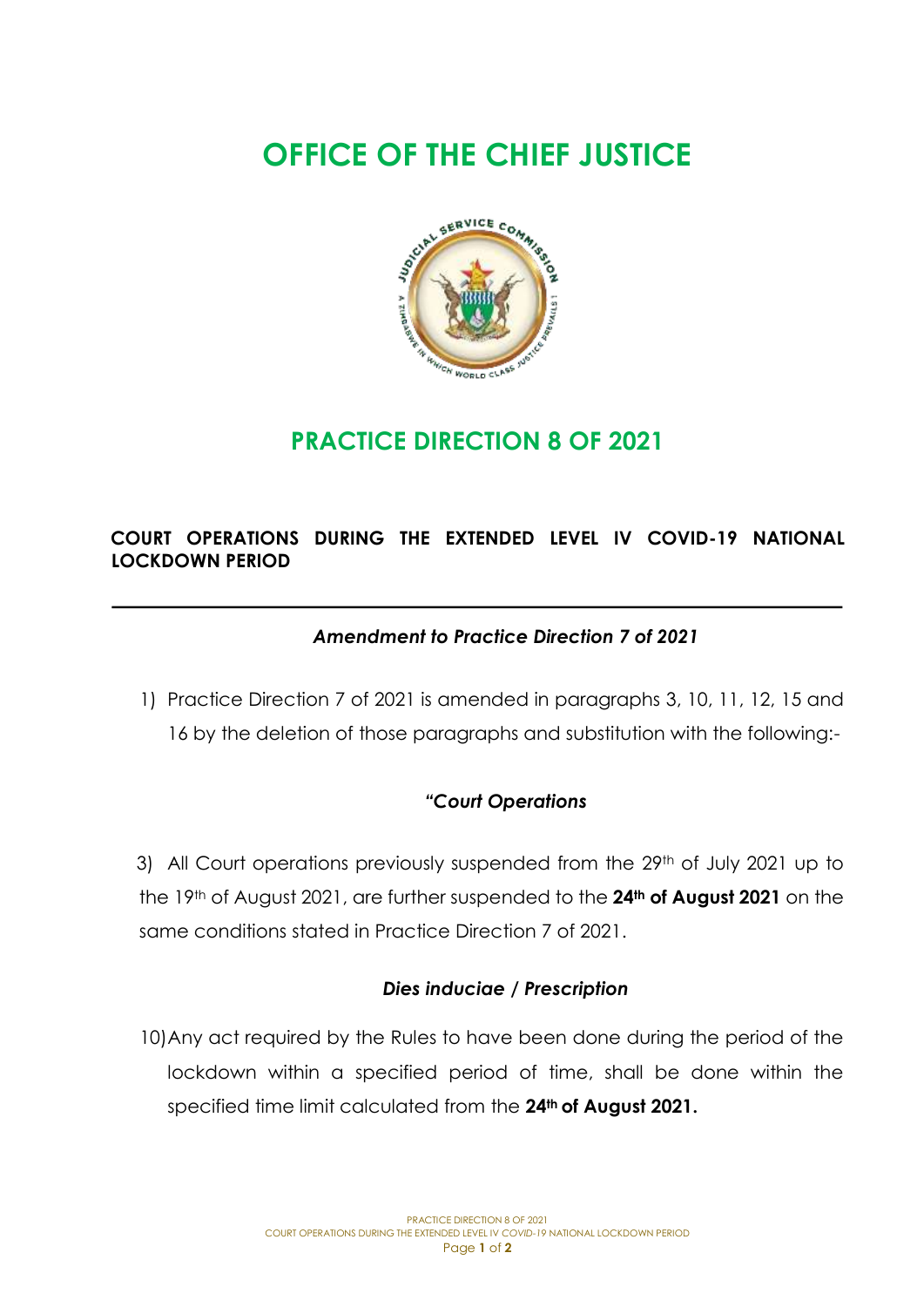# OFFICE OF THE CHIEF JUSTICE

## PRACTICE DIRECTION 8 OF 2021

**COURT OPERATIONS DURING THE EXTENDED LEVEL IV COVID-19 NATIONAL LOCKDOWN PERIOD**

---

***Amendment to Practice Direction 7 of 2021***

1) Practice Direction 7 of 2021 is amended in paragraphs 3, 10, 11, 12, 15 and 16 by the deletion of those paragraphs and substitution with the following:-

***"Court Operations***

3) All Court operations previously suspended from the 29th of July 2021 up to the 19th of August 2021, are further suspended to the **24th of August 2021** on the same conditions stated in Practice Direction 7 of 2021.

***Dies induciae / Prescription***

10) Any act required by the Rules to have been done during the period of the lockdown within a specified period of time, shall be done within the specified time limit calculated from the **24th of August 2021.**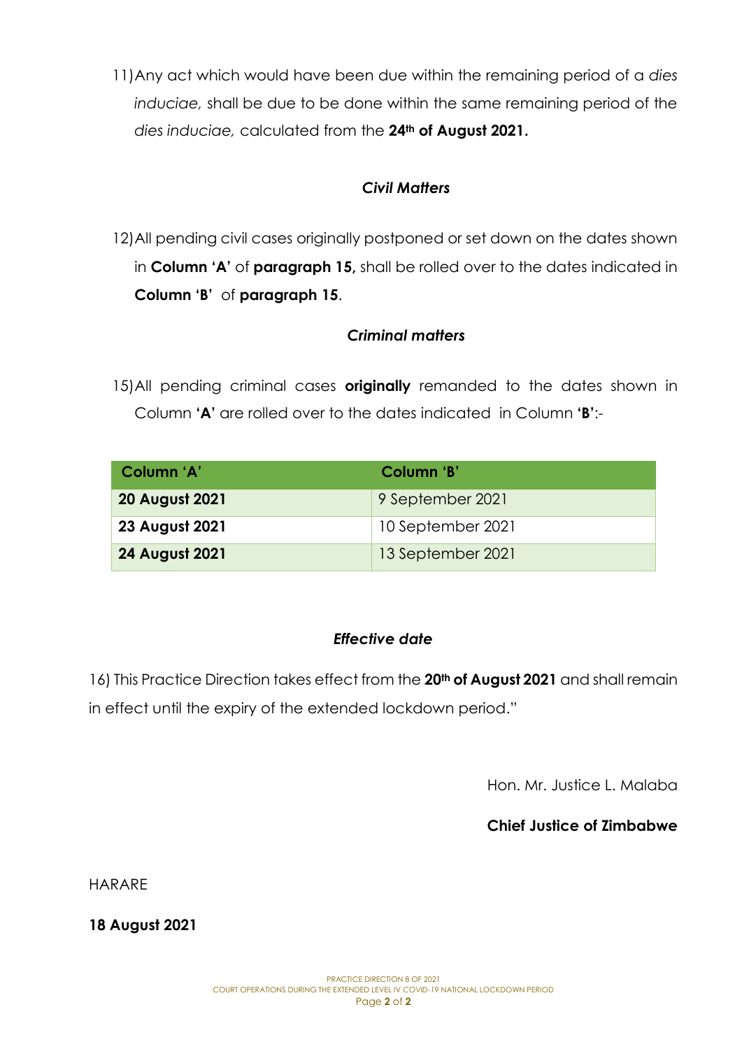11) Any act which would have been due within the remaining period of a *dies induciae,* shall be due to be done within the same remaining period of the *dies induciae,* calculated from the **24th of August 2021.**

### *Civil Matters*

12) All pending civil cases originally postponed or set down on the dates shown in **Column 'A'** of **paragraph 15,** shall be rolled over to the dates indicated in **Column 'B'** of **paragraph 15**.

### *Criminal matters*

15) All pending criminal cases **originally** remanded to the dates shown in Column **'A'** are rolled over to the dates indicated in Column **'B'**:-

| Column 'A' | Column 'B' |
|---|---|
| **20 August 2021** | 9 September 2021 |
| **23 August 2021** | 10 September 2021 |
| **24 August 2021** | 13 September 2021 |

### *Effective date*

16) This Practice Direction takes effect from the **20th of August 2021** and shall remain in effect until the expiry of the extended lockdown period."

Hon. Mr. Justice L. Malaba

**Chief Justice of Zimbabwe**

HARARE

**18 August 2021**